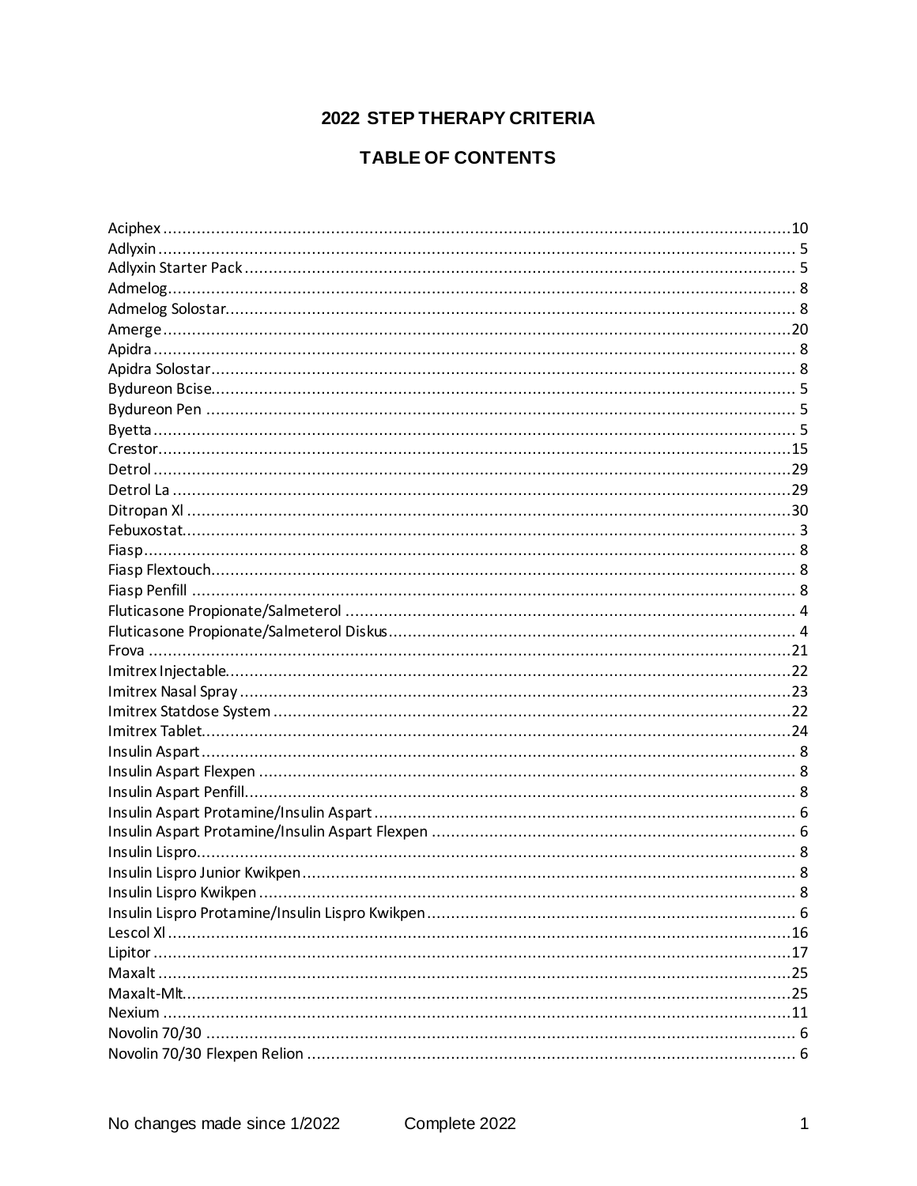# 2022 STEP THERAPY CRITERIA

## TABLE OF CONTENTS

Aciphex ..... 10
Adlyxin ..... 5
Adlyxin Starter Pack ..... 5
Admelog ..... 8
Admelog Solostar ..... 8
Amerge ..... 20
Apidra ..... 8
Apidra Solostar ..... 8
Bydureon Bcise ..... 5
Bydureon Pen ..... 5
Byetta ..... 5
Crestor ..... 15
Detrol ..... 29
Detrol La ..... 29
Ditropan Xl ..... 30
Febuxostat ..... 3
Fiasp ..... 8
Fiasp Flextouch ..... 8
Fiasp Penfill ..... 8
Fluticasone Propionate/Salmeterol ..... 4
Fluticasone Propionate/Salmeterol Diskus ..... 4
Frova ..... 21
Imitrex Injectable ..... 22
Imitrex Nasal Spray ..... 23
Imitrex Statdose System ..... 22
Imitrex Tablet ..... 24
Insulin Aspart ..... 8
Insulin Aspart Flexpen ..... 8
Insulin Aspart Penfill ..... 8
Insulin Aspart Protamine/Insulin Aspart ..... 6
Insulin Aspart Protamine/Insulin Aspart Flexpen ..... 6
Insulin Lispro ..... 8
Insulin Lispro Junior Kwikpen ..... 8
Insulin Lispro Kwikpen ..... 8
Insulin Lispro Protamine/Insulin Lispro Kwikpen ..... 6
Lescol Xl ..... 16
Lipitor ..... 17
Maxalt ..... 25
Maxalt-Mlt ..... 25
Nexium ..... 11
Novolin 70/30 ..... 6
Novolin 70/30 Flexpen Relion ..... 6

No changes made since 1/2022 Complete 2022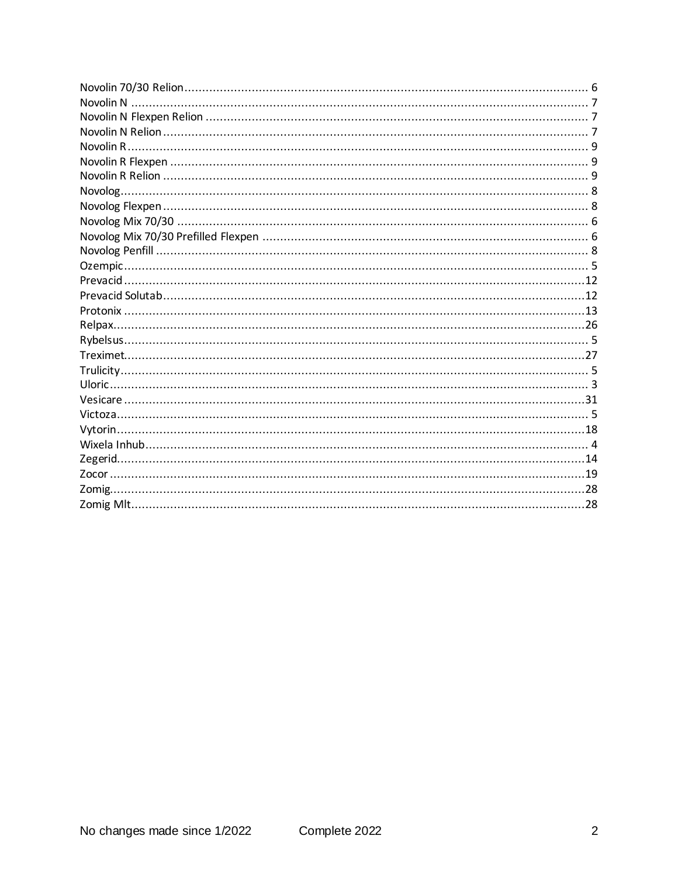Novolin 70/30 Relion .................................................................................................................. 6
Novolin N ................................................................................................................................ 7
Novolin N Flexpen Relion ........................................................................................................... 7
Novolin N Relion ....................................................................................................................... 7
Novolin R .................................................................................................................................. 9
Novolin R Flexpen ..................................................................................................................... 9
Novolin R Relion ....................................................................................................................... 9
Novolog .................................................................................................................................... 8
Novolog Flexpen ....................................................................................................................... 8
Novolog Mix 70/30 .................................................................................................................... 6
Novolog Mix 70/30 Prefilled Flexpen ............................................................................................ 6
Novolog Penfill ......................................................................................................................... 8
Ozempic .................................................................................................................................... 5
Prevacid .................................................................................................................................. 12
Prevacid Solutab ...................................................................................................................... 12
Protonix .................................................................................................................................. 13
Relpax ..................................................................................................................................... 26
Rybelsus ................................................................................................................................... 5
Treximet .................................................................................................................................. 27
Trulicity .................................................................................................................................... 5
Uloric ........................................................................................................................................ 3
Vesicare .................................................................................................................................. 31
Victoza ...................................................................................................................................... 5
Vytorin .................................................................................................................................... 18
Wixela Inhub ............................................................................................................................. 4
Zegerid .................................................................................................................................... 14
Zocor ....................................................................................................................................... 19
Zomig ...................................................................................................................................... 28
Zomig Mlt ................................................................................................................................ 28

No changes made since 1/2022 Complete 2022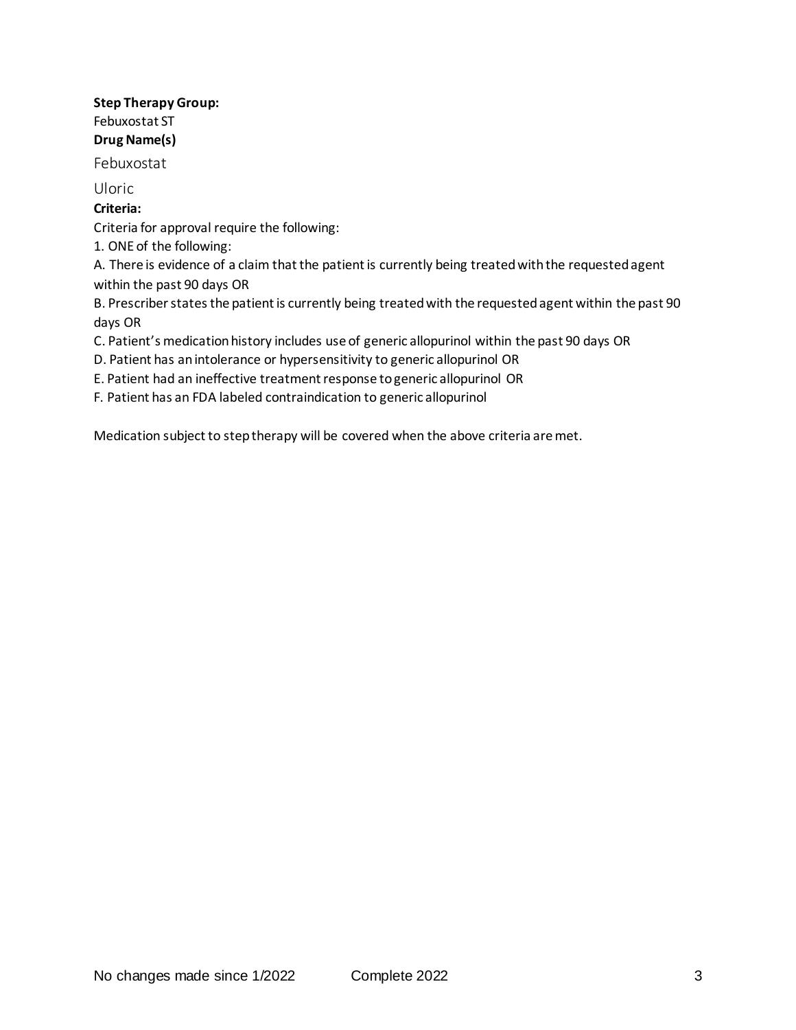**Step Therapy Group:**

Febuxostat ST

**Drug Name(s)**

Febuxostat

Uloric

**Criteria:**

Criteria for approval require the following:

1. ONE of the following:

A. There is evidence of a claim that the patient is currently being treated with the requested agent within the past 90 days OR

B. Prescriber states the patient is currently being treated with the requested agent within the past 90 days OR

C. Patient's medication history includes use of generic allopurinol within the past 90 days OR

D. Patient has an intolerance or hypersensitivity to generic allopurinol OR

E. Patient had an ineffective treatment response to generic allopurinol OR

F. Patient has an FDA labeled contraindication to generic allopurinol

Medication subject to step therapy will be covered when the above criteria are met.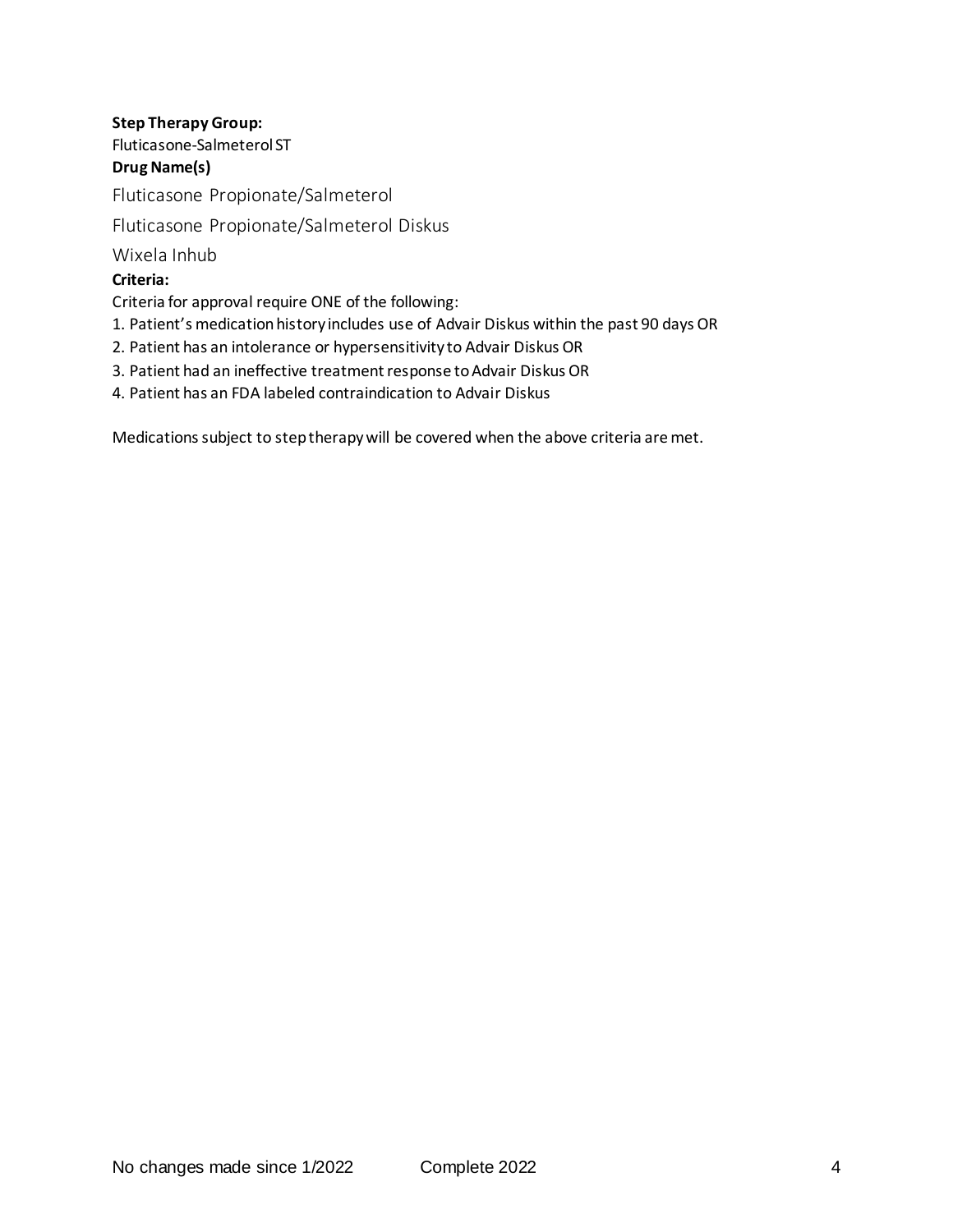**Step Therapy Group:**

Fluticasone-Salmeterol ST

**Drug Name(s)**

Fluticasone Propionate/Salmeterol

Fluticasone Propionate/Salmeterol Diskus

Wixela Inhub

**Criteria:**

Criteria for approval require ONE of the following:

1. Patient's medication history includes use of Advair Diskus within the past 90 days OR
2. Patient has an intolerance or hypersensitivity to Advair Diskus OR
3. Patient had an ineffective treatment response to Advair Diskus OR
4. Patient has an FDA labeled contraindication to Advair Diskus

Medications subject to step therapy will be covered when the above criteria are met.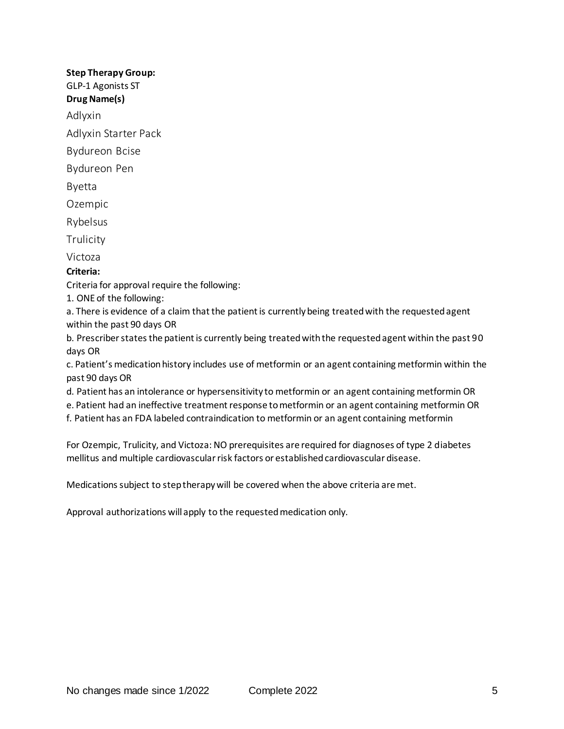**Step Therapy Group:**

GLP-1 Agonists ST

**Drug Name(s)**

Adlyxin

Adlyxin Starter Pack

Bydureon Bcise

Bydureon Pen

Byetta

Ozempic

Rybelsus

Trulicity

Victoza

**Criteria:**

Criteria for approval require the following:

1. ONE of the following:

a. There is evidence of a claim that the patient is currently being treated with the requested agent within the past 90 days OR

b. Prescriber states the patient is currently being treated with the requested agent within the past 90 days OR

c. Patient's medication history includes use of metformin or an agent containing metformin within the past 90 days OR

d. Patient has an intolerance or hypersensitivity to metformin or an agent containing metformin OR

e. Patient had an ineffective treatment response to metformin or an agent containing metformin OR

f. Patient has an FDA labeled contraindication to metformin or an agent containing metformin

For Ozempic, Trulicity, and Victoza: NO prerequisites are required for diagnoses of type 2 diabetes mellitus and multiple cardiovascular risk factors or established cardiovascular disease.

Medications subject to step therapy will be covered when the above criteria are met.

Approval authorizations will apply to the requested medication only.

No changes made since 1/2022 Complete 2022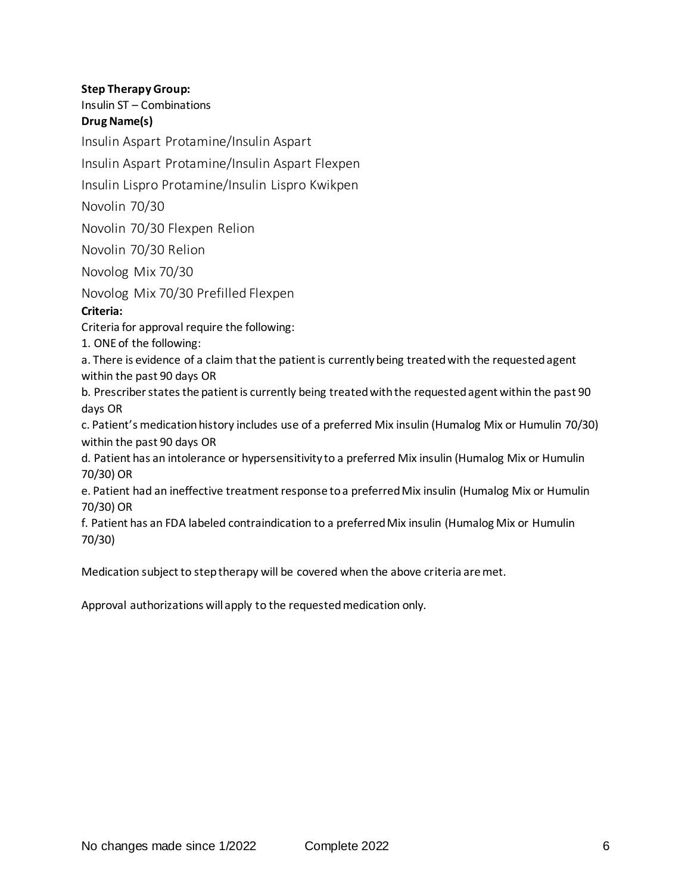**Step Therapy Group:**

Insulin ST – Combinations

**Drug Name(s)**

Insulin Aspart Protamine/Insulin Aspart

Insulin Aspart Protamine/Insulin Aspart Flexpen

Insulin Lispro Protamine/Insulin Lispro Kwikpen

Novolin 70/30

Novolin 70/30 Flexpen Relion

Novolin 70/30 Relion

Novolog Mix 70/30

Novolog Mix 70/30 Prefilled Flexpen

**Criteria:**

Criteria for approval require the following:

1. ONE of the following:

a. There is evidence of a claim that the patient is currently being treated with the requested agent within the past 90 days OR

b. Prescriber states the patient is currently being treated with the requested agent within the past 90 days OR

c. Patient's medication history includes use of a preferred Mix insulin (Humalog Mix or Humulin 70/30) within the past 90 days OR

d. Patient has an intolerance or hypersensitivity to a preferred Mix insulin (Humalog Mix or Humulin 70/30) OR

e. Patient had an ineffective treatment response to a preferred Mix insulin (Humalog Mix or Humulin 70/30) OR

f. Patient has an FDA labeled contraindication to a preferred Mix insulin (Humalog Mix or Humulin 70/30)

Medication subject to step therapy will be covered when the above criteria are met.

Approval authorizations will apply to the requested medication only.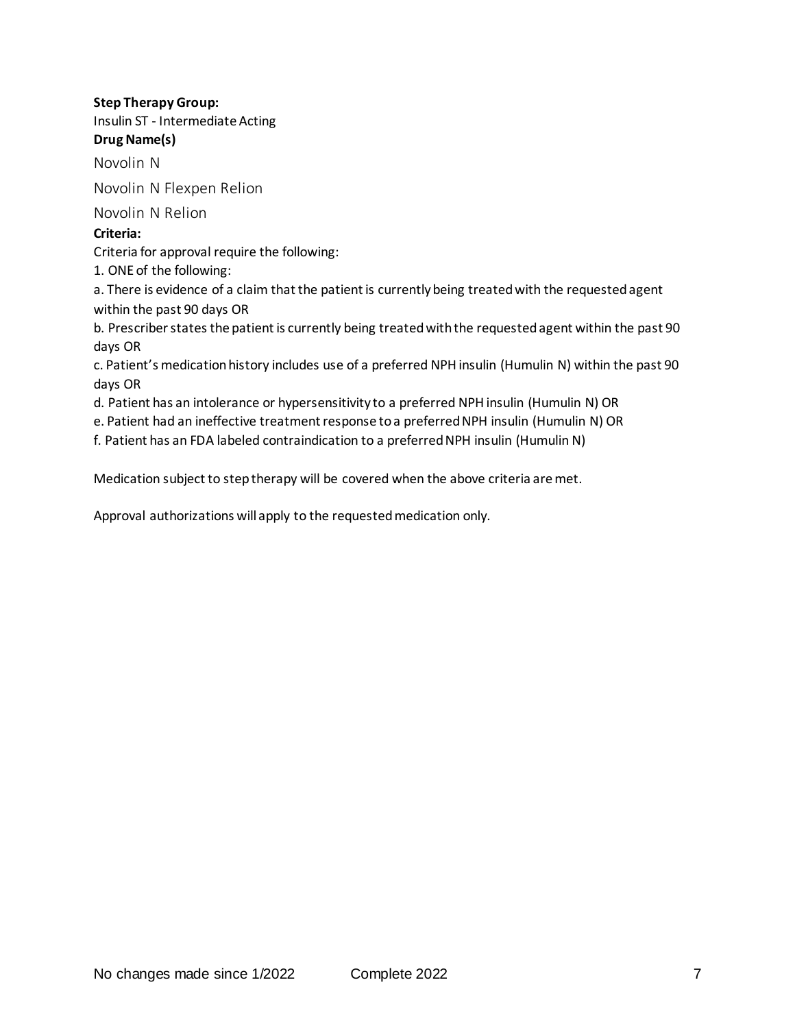**Step Therapy Group:**

Insulin ST - Intermediate Acting

**Drug Name(s)**

Novolin N

Novolin N Flexpen Relion

Novolin N Relion

**Criteria:**

Criteria for approval require the following:

1. ONE of the following:

a. There is evidence of a claim that the patient is currently being treated with the requested agent within the past 90 days OR

b. Prescriber states the patient is currently being treated with the requested agent within the past 90 days OR

c. Patient's medication history includes use of a preferred NPH insulin (Humulin N) within the past 90 days OR

d. Patient has an intolerance or hypersensitivity to a preferred NPH insulin (Humulin N) OR

e. Patient had an ineffective treatment response to a preferred NPH insulin (Humulin N) OR

f. Patient has an FDA labeled contraindication to a preferred NPH insulin (Humulin N)

Medication subject to step therapy will be covered when the above criteria are met.

Approval authorizations will apply to the requested medication only.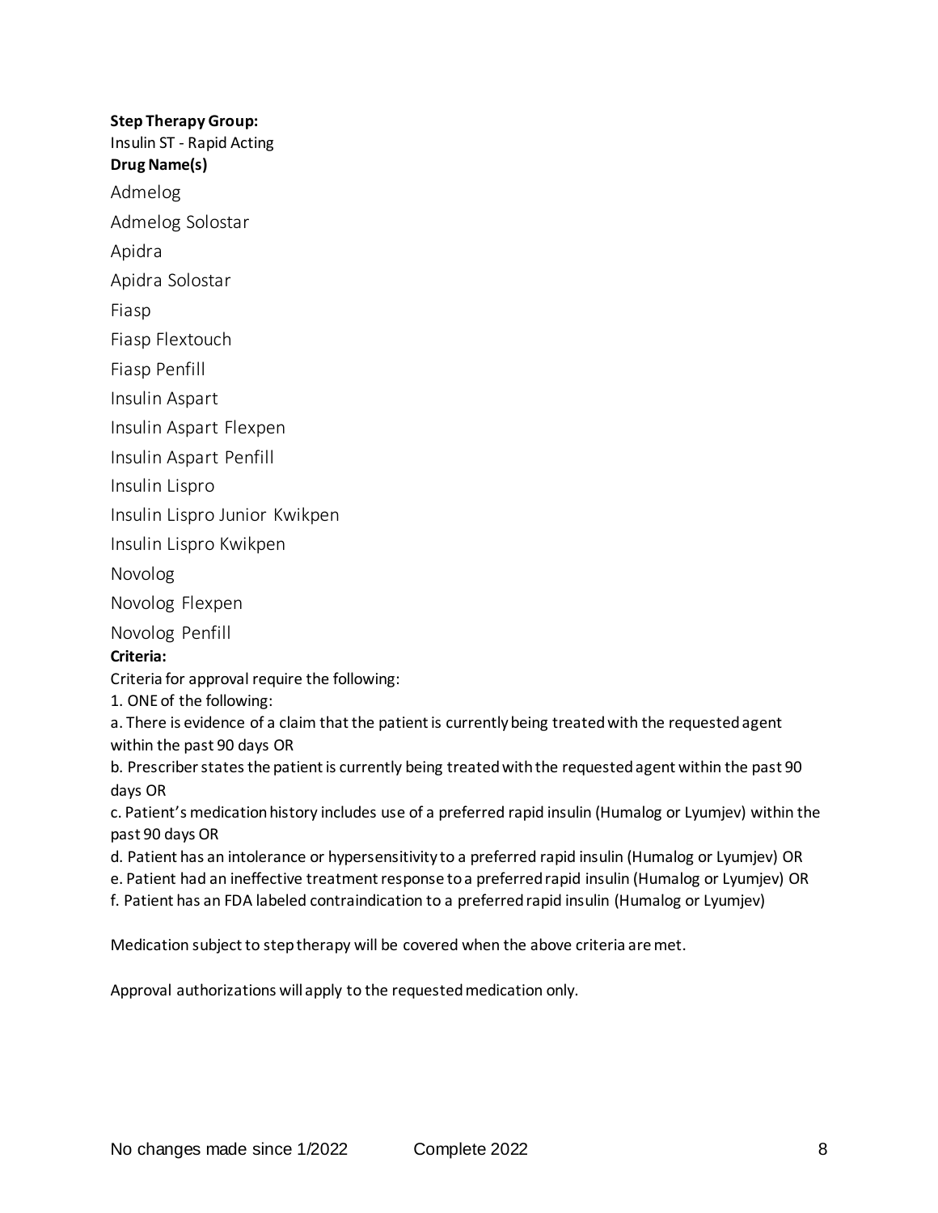**Step Therapy Group:**

Insulin ST - Rapid Acting

**Drug Name(s)**

Admelog

Admelog Solostar

Apidra

Apidra Solostar

Fiasp

Fiasp Flextouch

Fiasp Penfill

Insulin Aspart

Insulin Aspart Flexpen

Insulin Aspart Penfill

Insulin Lispro

Insulin Lispro Junior Kwikpen

Insulin Lispro Kwikpen

Novolog

Novolog Flexpen

Novolog Penfill

**Criteria:**

Criteria for approval require the following:

1. ONE of the following:

a. There is evidence of a claim that the patient is currently being treated with the requested agent within the past 90 days OR

b. Prescriber states the patient is currently being treated with the requested agent within the past 90 days OR

c. Patient's medication history includes use of a preferred rapid insulin (Humalog or Lyumjev) within the past 90 days OR

d. Patient has an intolerance or hypersensitivity to a preferred rapid insulin (Humalog or Lyumjev) OR

e. Patient had an ineffective treatment response to a preferred rapid insulin (Humalog or Lyumjev) OR

f. Patient has an FDA labeled contraindication to a preferred rapid insulin (Humalog or Lyumjev)

Medication subject to step therapy will be covered when the above criteria are met.

Approval authorizations will apply to the requested medication only.

No changes made since 1/2022 Complete 2022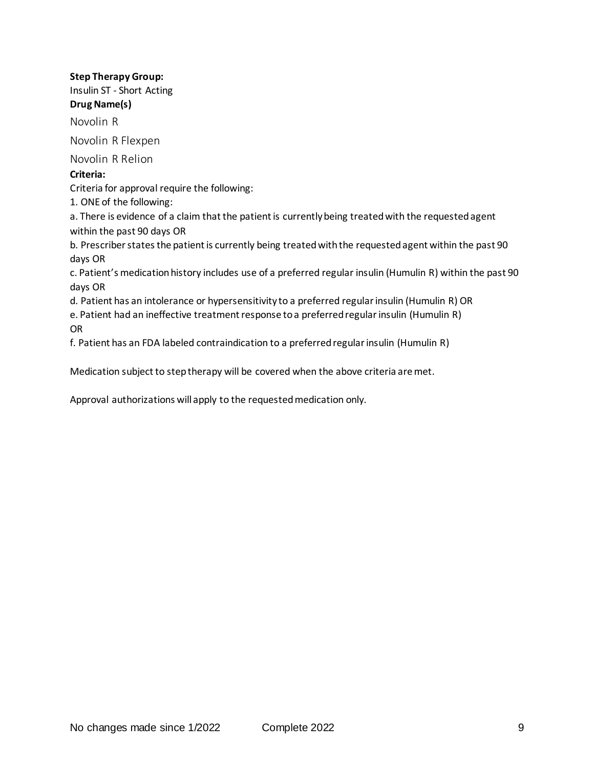**Step Therapy Group:**

Insulin ST - Short Acting

**Drug Name(s)**

Novolin R

Novolin R Flexpen

Novolin R Relion

**Criteria:**

Criteria for approval require the following:

1. ONE of the following:

a. There is evidence of a claim that the patient is currently being treated with the requested agent within the past 90 days OR

b. Prescriber states the patient is currently being treated with the requested agent within the past 90 days OR

c. Patient's medication history includes use of a preferred regular insulin (Humulin R) within the past 90 days OR

d. Patient has an intolerance or hypersensitivity to a preferred regular insulin (Humulin R) OR

e. Patient had an ineffective treatment response to a preferred regular insulin (Humulin R) OR

f. Patient has an FDA labeled contraindication to a preferred regular insulin (Humulin R)

Medication subject to step therapy will be covered when the above criteria are met.

Approval authorizations will apply to the requested medication only.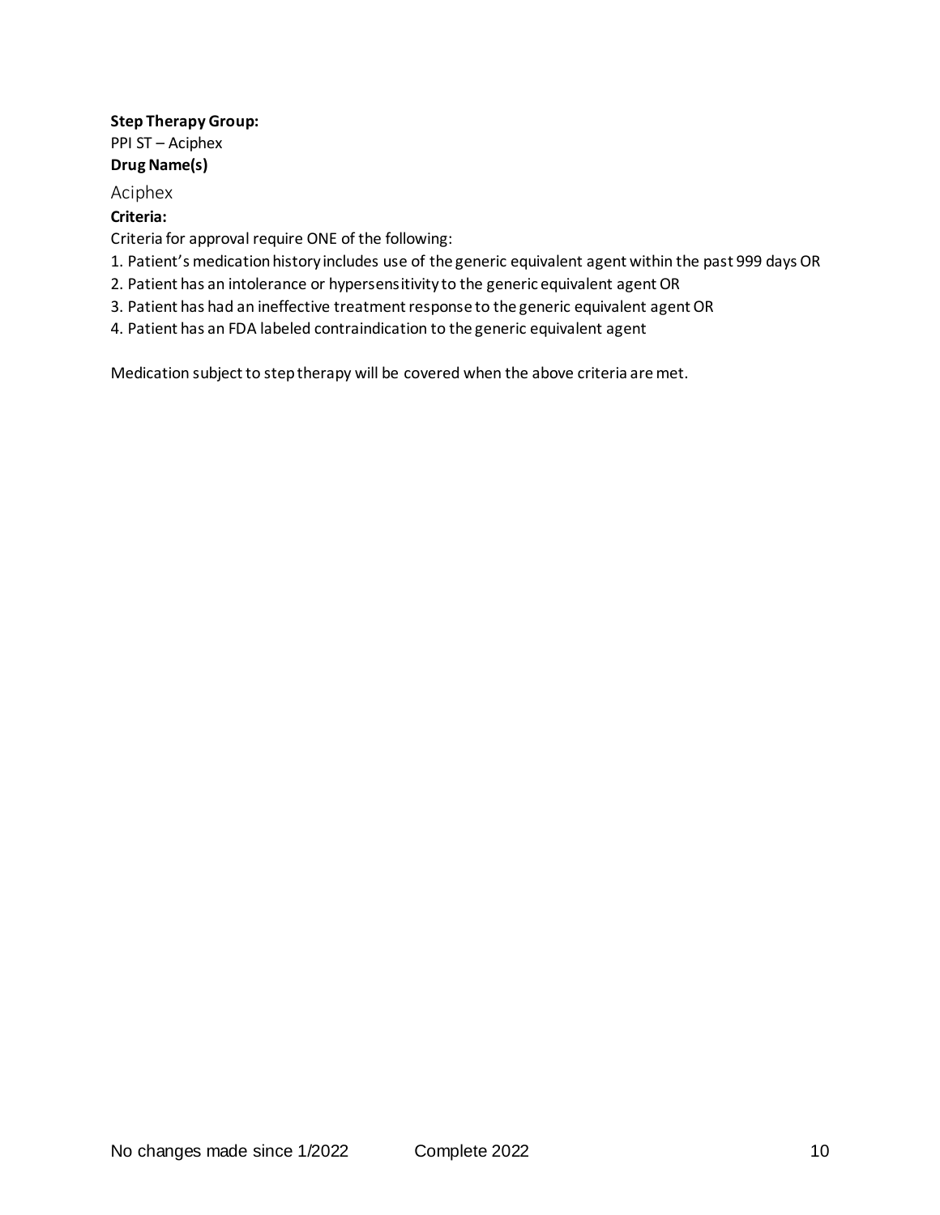**Step Therapy Group:**

PPI ST – Aciphex

**Drug Name(s)**

Aciphex

**Criteria:**

Criteria for approval require ONE of the following:

1. Patient's medication history includes use of the generic equivalent agent within the past 999 days OR
2. Patient has an intolerance or hypersensitivity to the generic equivalent agent OR
3. Patient has had an ineffective treatment response to the generic equivalent agent OR
4. Patient has an FDA labeled contraindication to the generic equivalent agent

Medication subject to step therapy will be covered when the above criteria are met.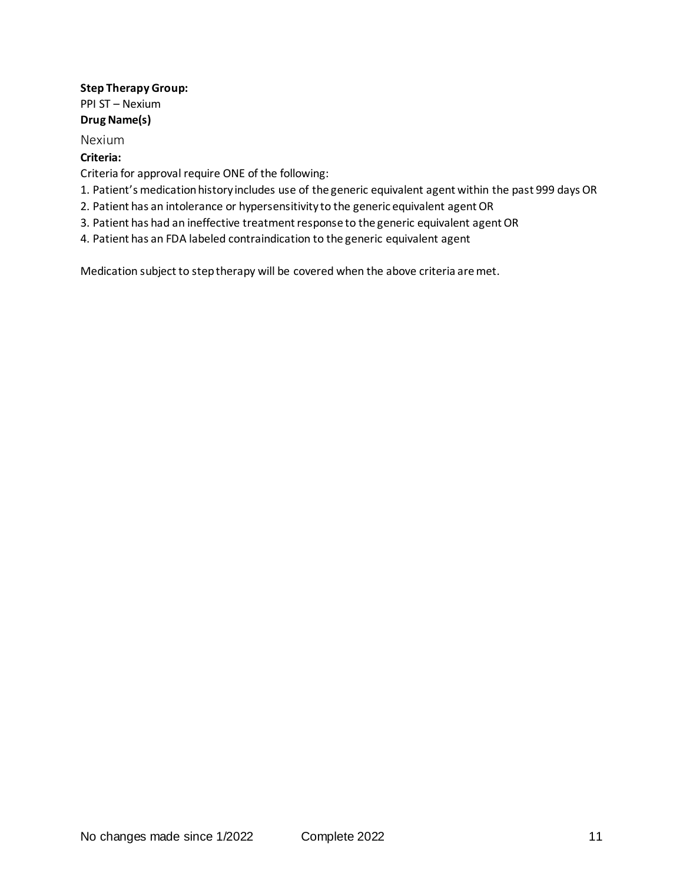**Step Therapy Group:**

PPI ST – Nexium

**Drug Name(s)**

Nexium

**Criteria:**

Criteria for approval require ONE of the following:

1. Patient's medication history includes use of the generic equivalent agent within the past 999 days OR
2. Patient has an intolerance or hypersensitivity to the generic equivalent agent OR
3. Patient has had an ineffective treatment response to the generic equivalent agent OR
4. Patient has an FDA labeled contraindication to the generic equivalent agent

Medication subject to step therapy will be covered when the above criteria are met.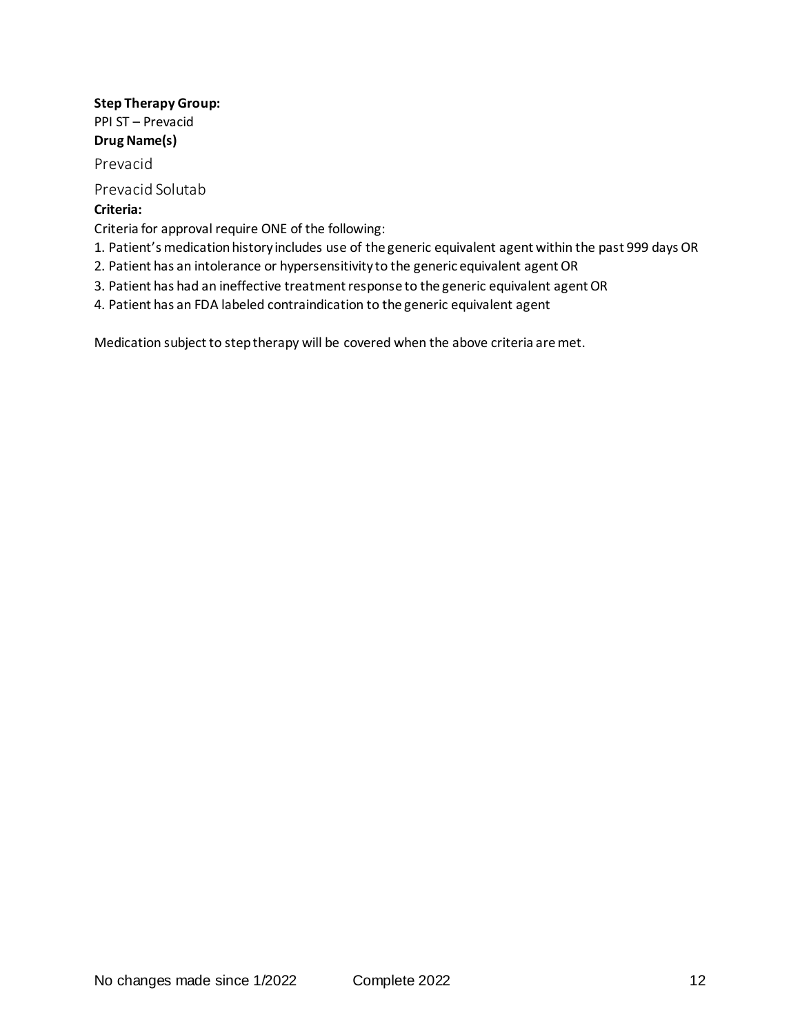**Step Therapy Group:**

PPI ST – Prevacid

**Drug Name(s)**

Prevacid

Prevacid Solutab

**Criteria:**

Criteria for approval require ONE of the following:

1. Patient's medication history includes use of the generic equivalent agent within the past 999 days OR
2. Patient has an intolerance or hypersensitivity to the generic equivalent agent OR
3. Patient has had an ineffective treatment response to the generic equivalent agent OR
4. Patient has an FDA labeled contraindication to the generic equivalent agent

Medication subject to step therapy will be covered when the above criteria are met.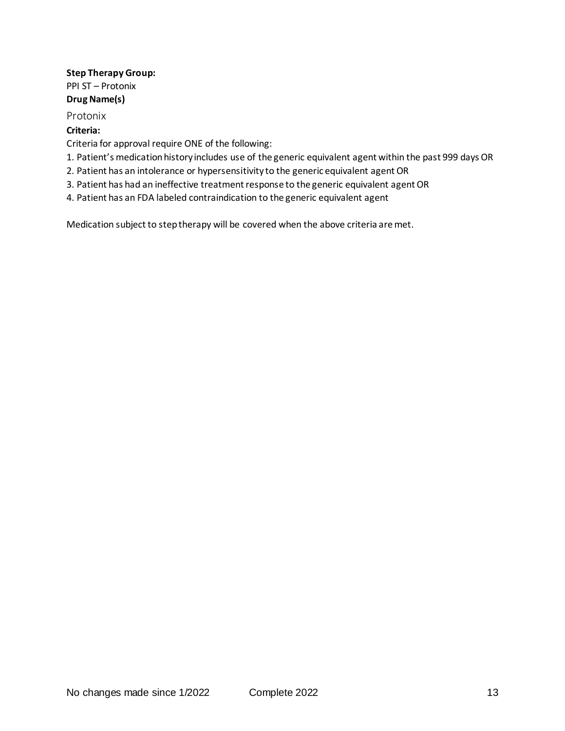**Step Therapy Group:**

PPI ST – Protonix

**Drug Name(s)**

Protonix

**Criteria:**

Criteria for approval require ONE of the following:

1. Patient's medication history includes use of the generic equivalent agent within the past 999 days OR
2. Patient has an intolerance or hypersensitivity to the generic equivalent agent OR
3. Patient has had an ineffective treatment response to the generic equivalent agent OR
4. Patient has an FDA labeled contraindication to the generic equivalent agent

Medication subject to step therapy will be covered when the above criteria are met.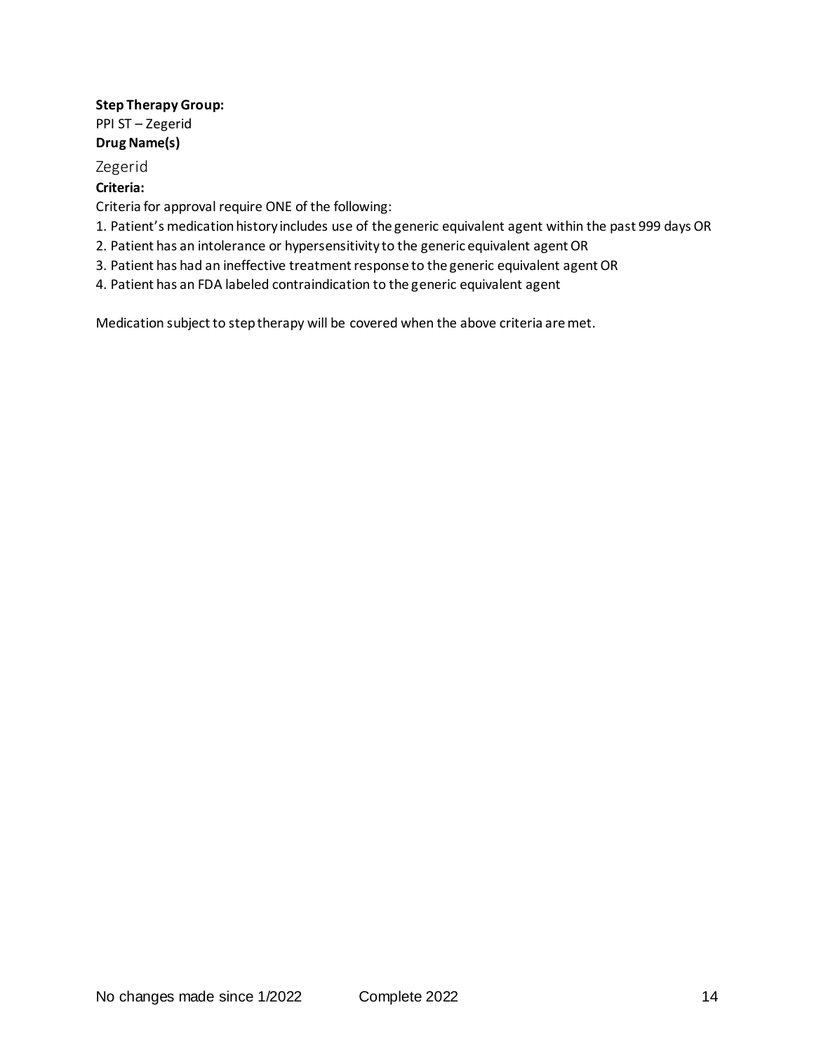**Step Therapy Group:**

PPI ST – Zegerid

**Drug Name(s)**

Zegerid

**Criteria:**

Criteria for approval require ONE of the following:

1. Patient's medication history includes use of the generic equivalent agent within the past 999 days OR
2. Patient has an intolerance or hypersensitivity to the generic equivalent agent OR
3. Patient has had an ineffective treatment response to the generic equivalent agent OR
4. Patient has an FDA labeled contraindication to the generic equivalent agent

Medication subject to step therapy will be covered when the above criteria are met.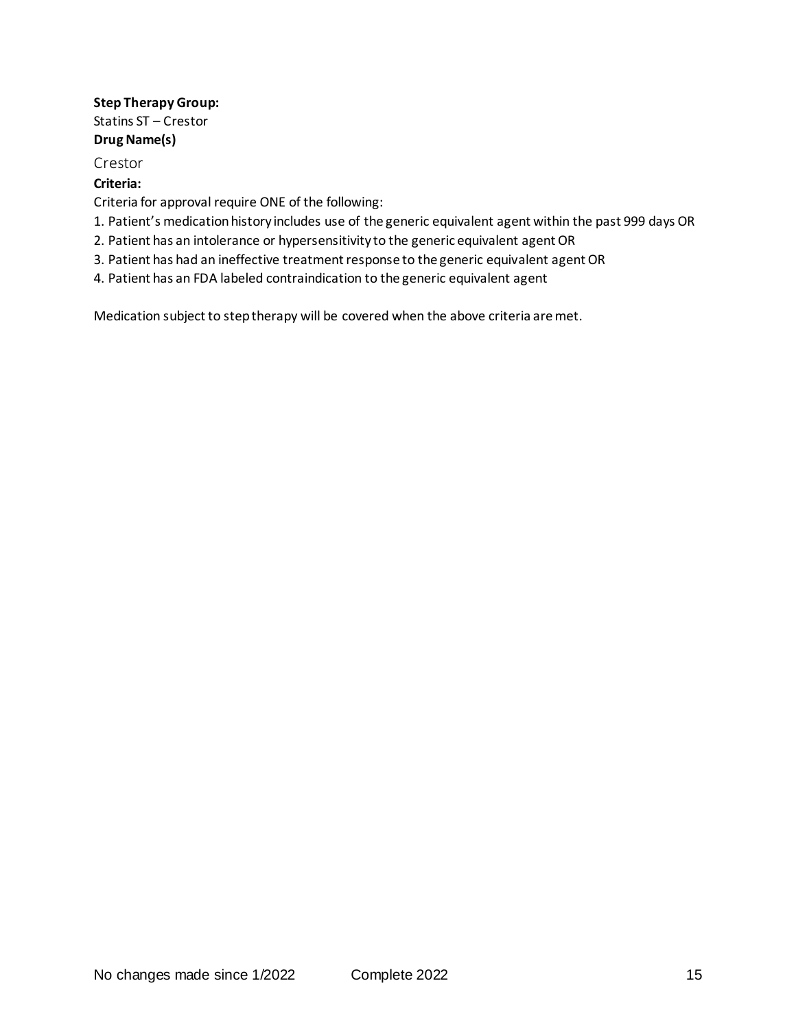**Step Therapy Group:**
Statins ST – Crestor

**Drug Name(s)**

Crestor

**Criteria:**

Criteria for approval require ONE of the following:

1. Patient's medication history includes use of the generic equivalent agent within the past 999 days OR
2. Patient has an intolerance or hypersensitivity to the generic equivalent agent OR
3. Patient has had an ineffective treatment response to the generic equivalent agent OR
4. Patient has an FDA labeled contraindication to the generic equivalent agent

Medication subject to step therapy will be covered when the above criteria are met.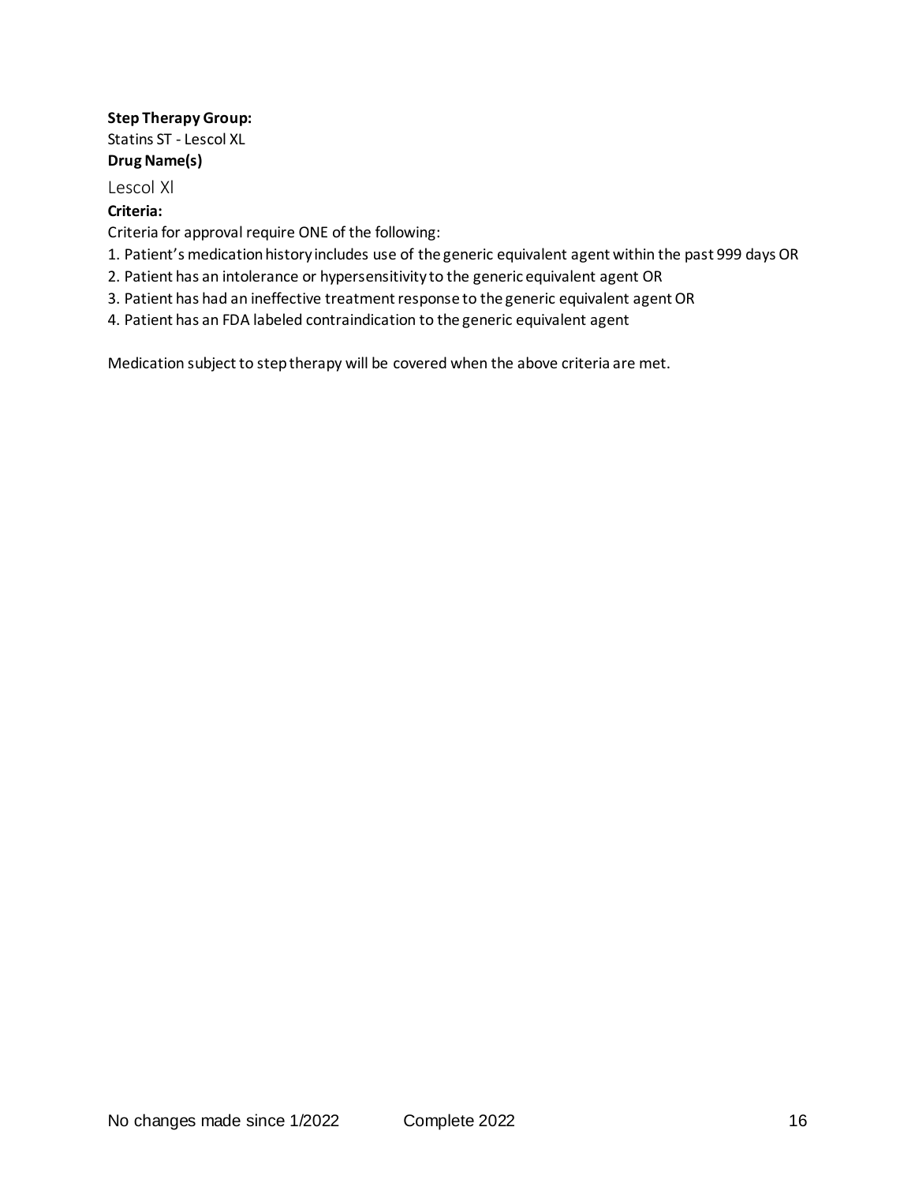**Step Therapy Group:**

Statins ST - Lescol XL

**Drug Name(s)**

Lescol Xl

**Criteria:**

Criteria for approval require ONE of the following:

1. Patient's medication history includes use of the generic equivalent agent within the past 999 days OR
2. Patient has an intolerance or hypersensitivity to the generic equivalent agent OR
3. Patient has had an ineffective treatment response to the generic equivalent agent OR
4. Patient has an FDA labeled contraindication to the generic equivalent agent

Medication subject to step therapy will be covered when the above criteria are met.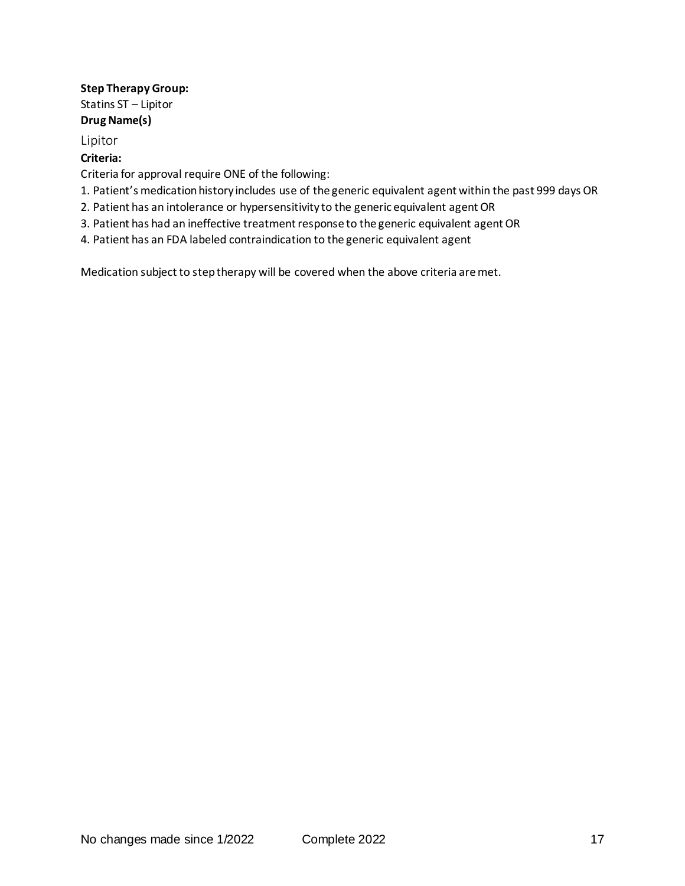**Step Therapy Group:**

Statins ST – Lipitor

**Drug Name(s)**

Lipitor

**Criteria:**

Criteria for approval require ONE of the following:

1. Patient's medication history includes use of the generic equivalent agent within the past 999 days OR
2. Patient has an intolerance or hypersensitivity to the generic equivalent agent OR
3. Patient has had an ineffective treatment response to the generic equivalent agent OR
4. Patient has an FDA labeled contraindication to the generic equivalent agent

Medication subject to step therapy will be covered when the above criteria are met.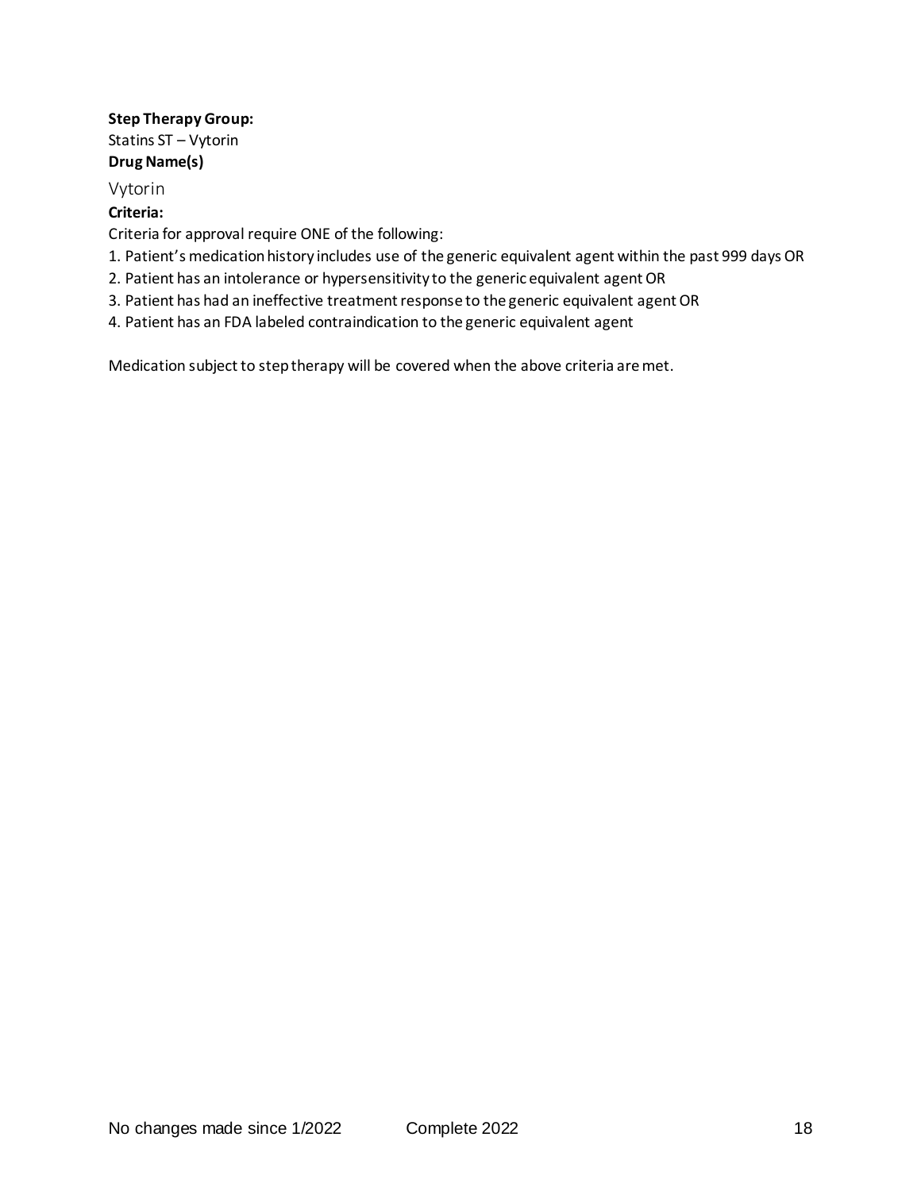**Step Therapy Group:**

Statins ST – Vytorin

**Drug Name(s)**

Vytorin

**Criteria:**

Criteria for approval require ONE of the following:

1. Patient's medication history includes use of the generic equivalent agent within the past 999 days OR
2. Patient has an intolerance or hypersensitivity to the generic equivalent agent OR
3. Patient has had an ineffective treatment response to the generic equivalent agent OR
4. Patient has an FDA labeled contraindication to the generic equivalent agent

Medication subject to step therapy will be covered when the above criteria are met.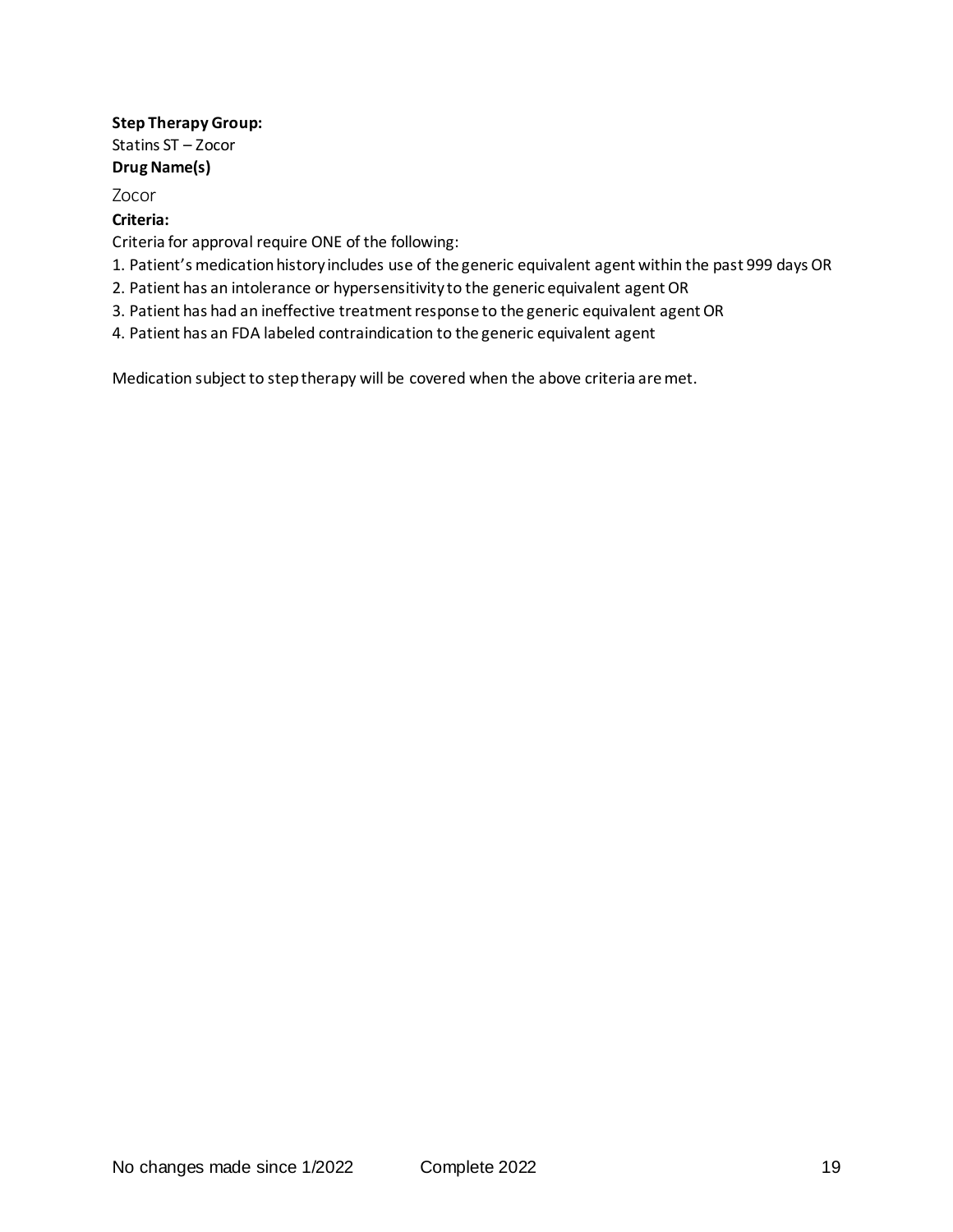**Step Therapy Group:**

Statins ST – Zocor

**Drug Name(s)**

Zocor

**Criteria:**

Criteria for approval require ONE of the following:

1. Patient's medication history includes use of the generic equivalent agent within the past 999 days OR
2. Patient has an intolerance or hypersensitivity to the generic equivalent agent OR
3. Patient has had an ineffective treatment response to the generic equivalent agent OR
4. Patient has an FDA labeled contraindication to the generic equivalent agent

Medication subject to step therapy will be covered when the above criteria are met.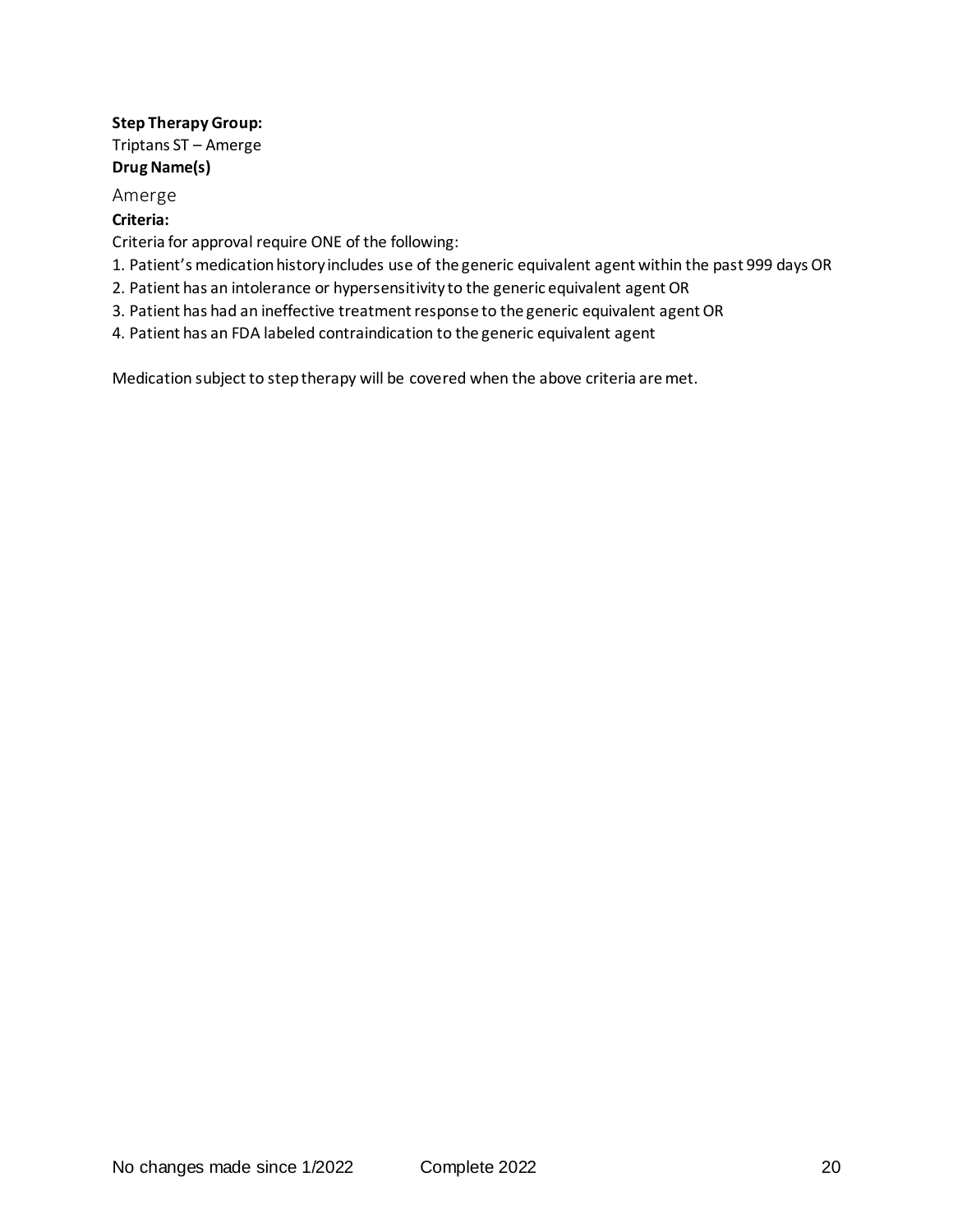**Step Therapy Group:**

Triptans ST – Amerge

**Drug Name(s)**

Amerge

**Criteria:**

Criteria for approval require ONE of the following:

1. Patient's medication history includes use of the generic equivalent agent within the past 999 days OR
2. Patient has an intolerance or hypersensitivity to the generic equivalent agent OR
3. Patient has had an ineffective treatment response to the generic equivalent agent OR
4. Patient has an FDA labeled contraindication to the generic equivalent agent

Medication subject to step therapy will be covered when the above criteria are met.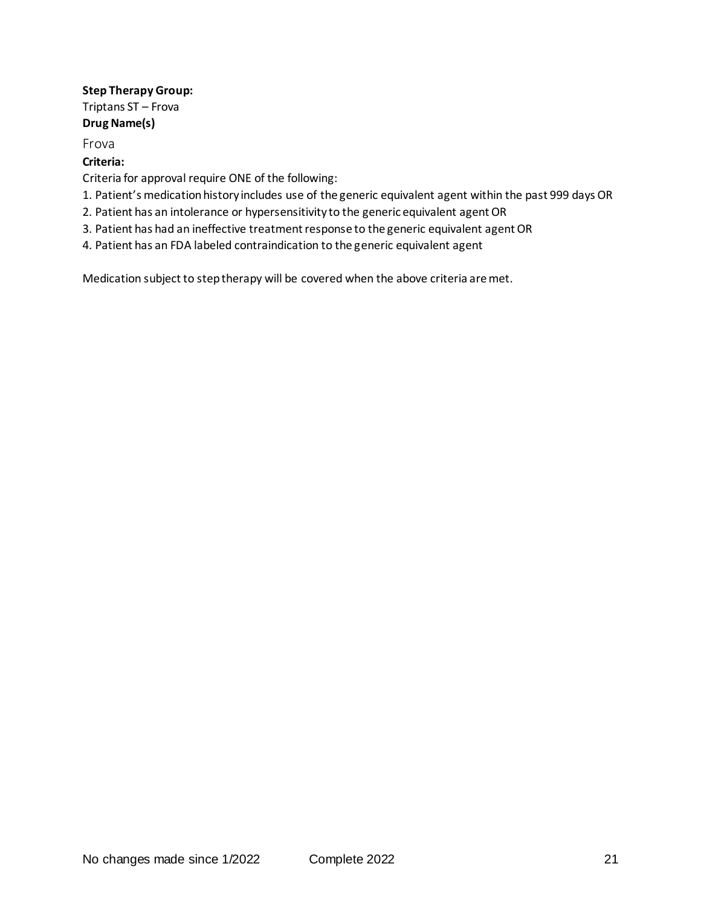**Step Therapy Group:**

Triptans ST – Frova

**Drug Name(s)**

Frova

**Criteria:**

Criteria for approval require ONE of the following:

1. Patient's medication history includes use of the generic equivalent agent within the past 999 days OR
2. Patient has an intolerance or hypersensitivity to the generic equivalent agent OR
3. Patient has had an ineffective treatment response to the generic equivalent agent OR
4. Patient has an FDA labeled contraindication to the generic equivalent agent

Medication subject to step therapy will be covered when the above criteria are met.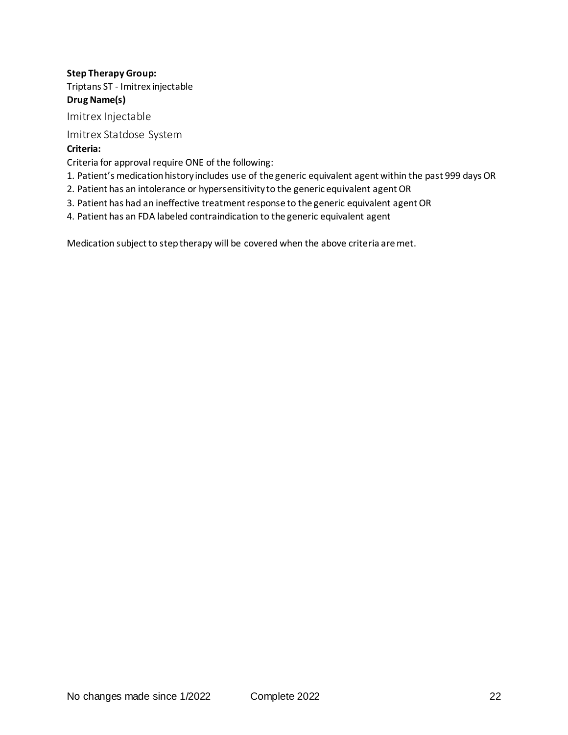**Step Therapy Group:**

Triptans ST - Imitrex injectable

**Drug Name(s)**

Imitrex Injectable

Imitrex Statdose System

**Criteria:**

Criteria for approval require ONE of the following:

1. Patient's medication history includes use of the generic equivalent agent within the past 999 days OR
2. Patient has an intolerance or hypersensitivity to the generic equivalent agent OR
3. Patient has had an ineffective treatment response to the generic equivalent agent OR
4. Patient has an FDA labeled contraindication to the generic equivalent agent

Medication subject to step therapy will be covered when the above criteria are met.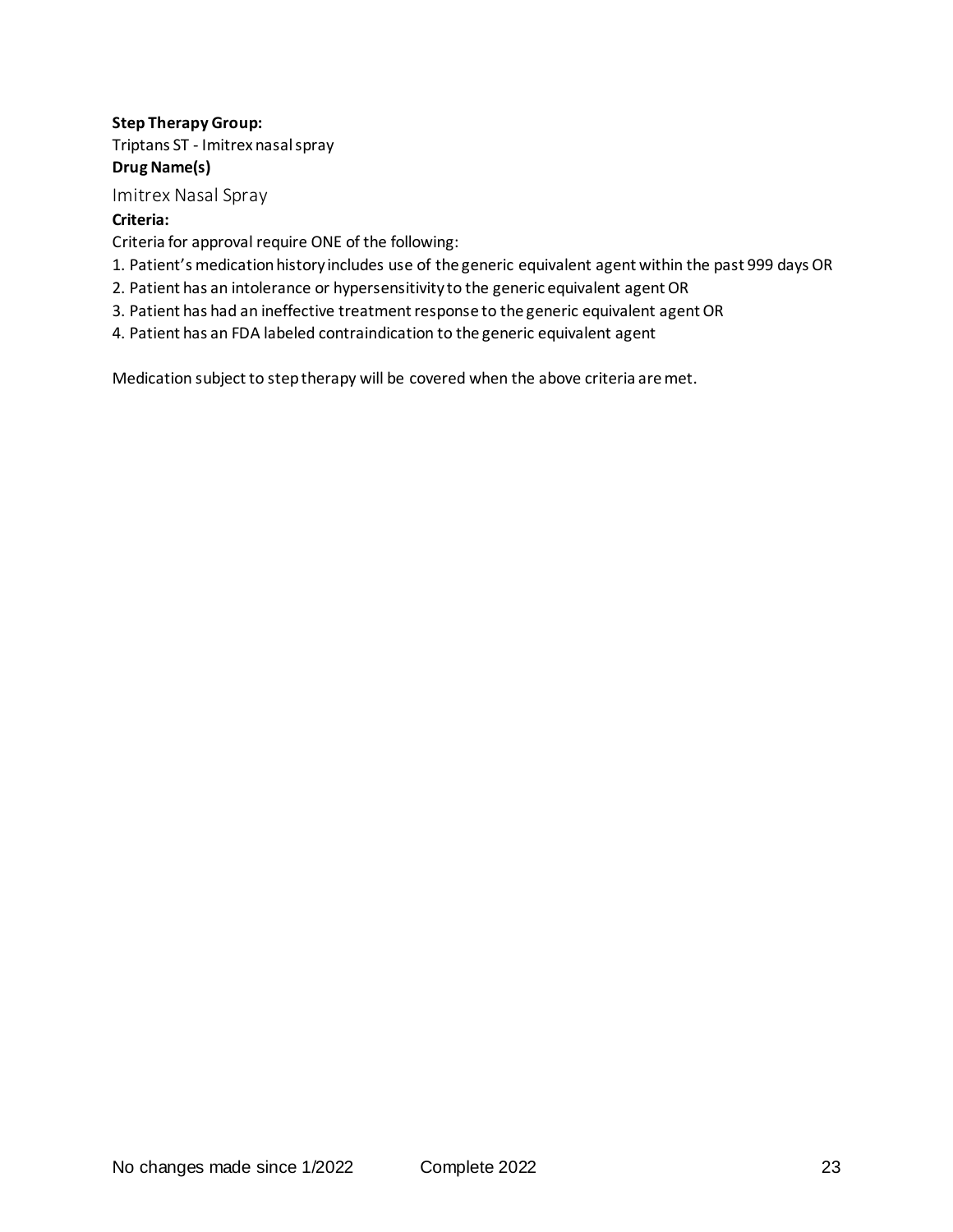**Step Therapy Group:**

Triptans ST - Imitrex nasal spray

**Drug Name(s)**

Imitrex Nasal Spray

**Criteria:**

Criteria for approval require ONE of the following:

1. Patient's medication history includes use of the generic equivalent agent within the past 999 days OR
2. Patient has an intolerance or hypersensitivity to the generic equivalent agent OR
3. Patient has had an ineffective treatment response to the generic equivalent agent OR
4. Patient has an FDA labeled contraindication to the generic equivalent agent

Medication subject to step therapy will be covered when the above criteria are met.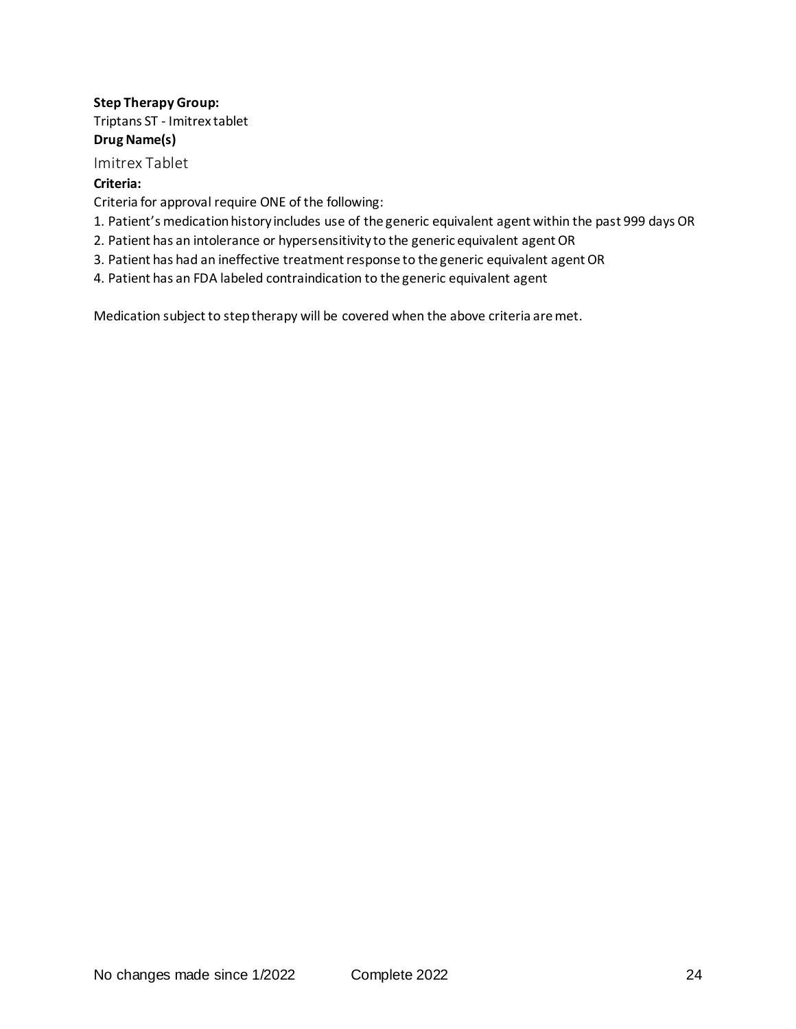**Step Therapy Group:**

Triptans ST - Imitrex tablet

**Drug Name(s)**

Imitrex Tablet

**Criteria:**

Criteria for approval require ONE of the following:

1. Patient's medication history includes use of the generic equivalent agent within the past 999 days OR
2. Patient has an intolerance or hypersensitivity to the generic equivalent agent OR
3. Patient has had an ineffective treatment response to the generic equivalent agent OR
4. Patient has an FDA labeled contraindication to the generic equivalent agent

Medication subject to step therapy will be covered when the above criteria are met.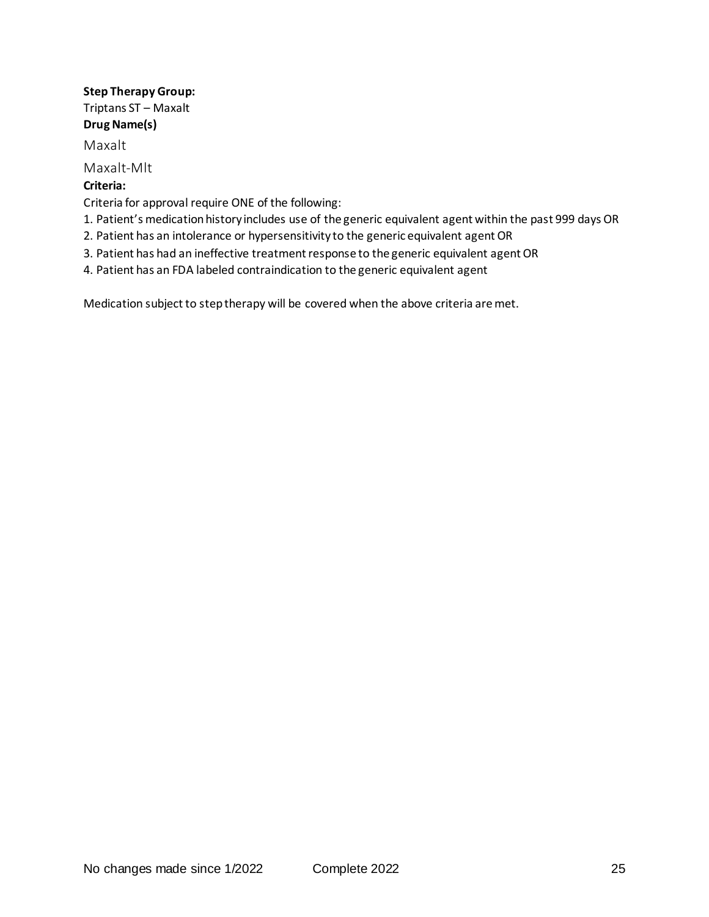**Step Therapy Group:**
Triptans ST – Maxalt
**Drug Name(s)**

Maxalt

Maxalt-Mlt

**Criteria:**
Criteria for approval require ONE of the following:

1. Patient's medication history includes use of the generic equivalent agent within the past 999 days OR
2. Patient has an intolerance or hypersensitivity to the generic equivalent agent OR
3. Patient has had an ineffective treatment response to the generic equivalent agent OR
4. Patient has an FDA labeled contraindication to the generic equivalent agent

Medication subject to step therapy will be covered when the above criteria are met.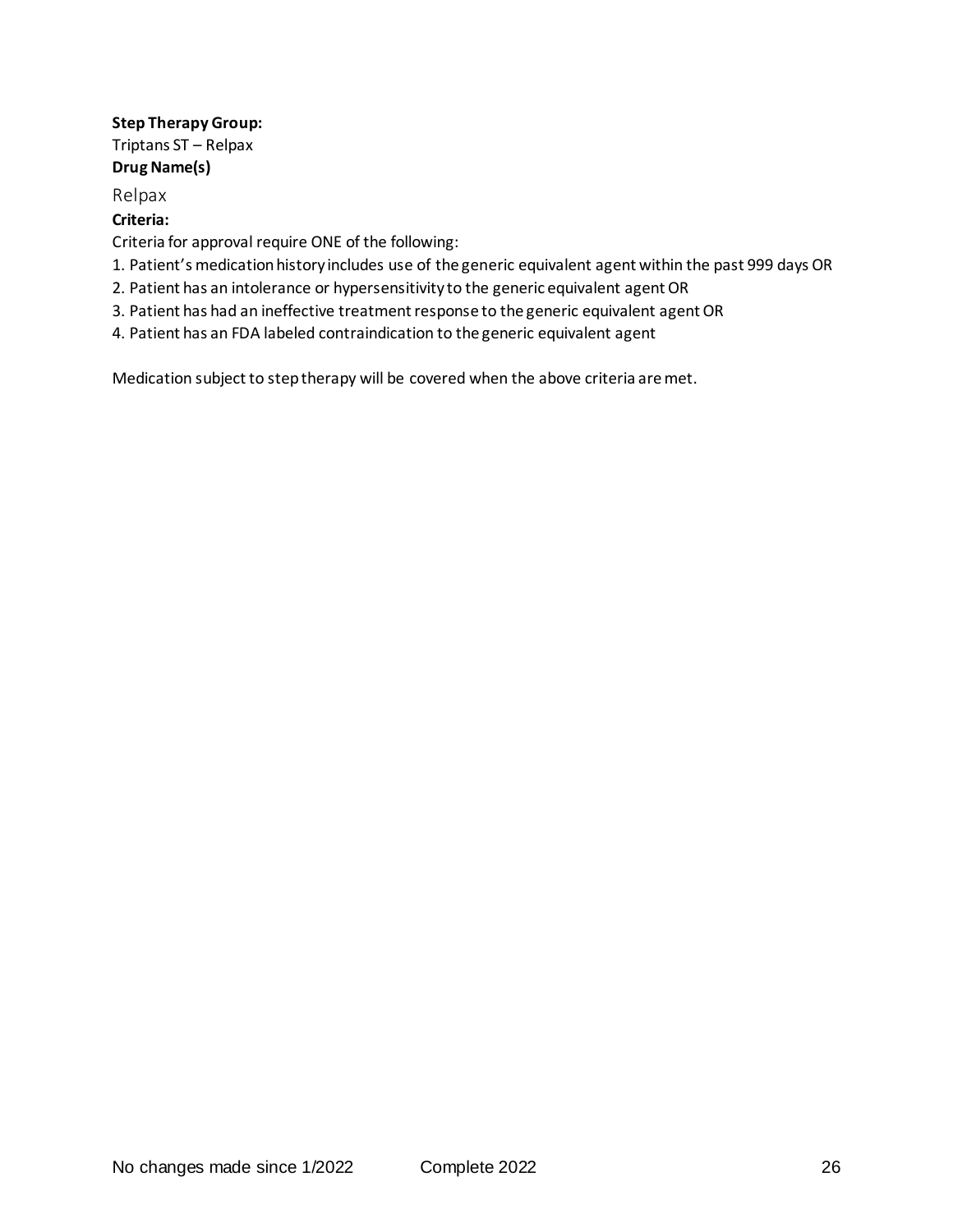**Step Therapy Group:**

Triptans ST – Relpax

**Drug Name(s)**

Relpax

**Criteria:**

Criteria for approval require ONE of the following:

1. Patient's medication history includes use of the generic equivalent agent within the past 999 days OR
2. Patient has an intolerance or hypersensitivity to the generic equivalent agent OR
3. Patient has had an ineffective treatment response to the generic equivalent agent OR
4. Patient has an FDA labeled contraindication to the generic equivalent agent

Medication subject to step therapy will be covered when the above criteria are met.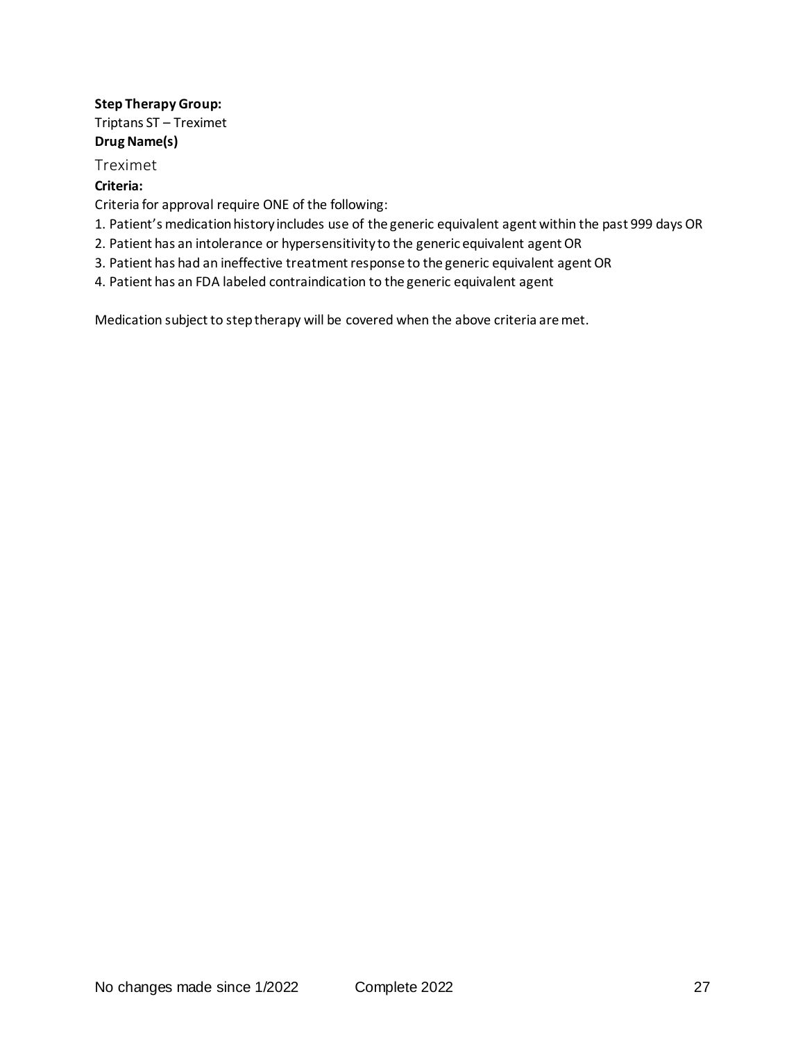**Step Therapy Group:**

Triptans ST – Treximet

**Drug Name(s)**

Treximet

**Criteria:**

Criteria for approval require ONE of the following:

1. Patient's medication history includes use of the generic equivalent agent within the past 999 days OR
2. Patient has an intolerance or hypersensitivity to the generic equivalent agent OR
3. Patient has had an ineffective treatment response to the generic equivalent agent OR
4. Patient has an FDA labeled contraindication to the generic equivalent agent

Medication subject to step therapy will be covered when the above criteria are met.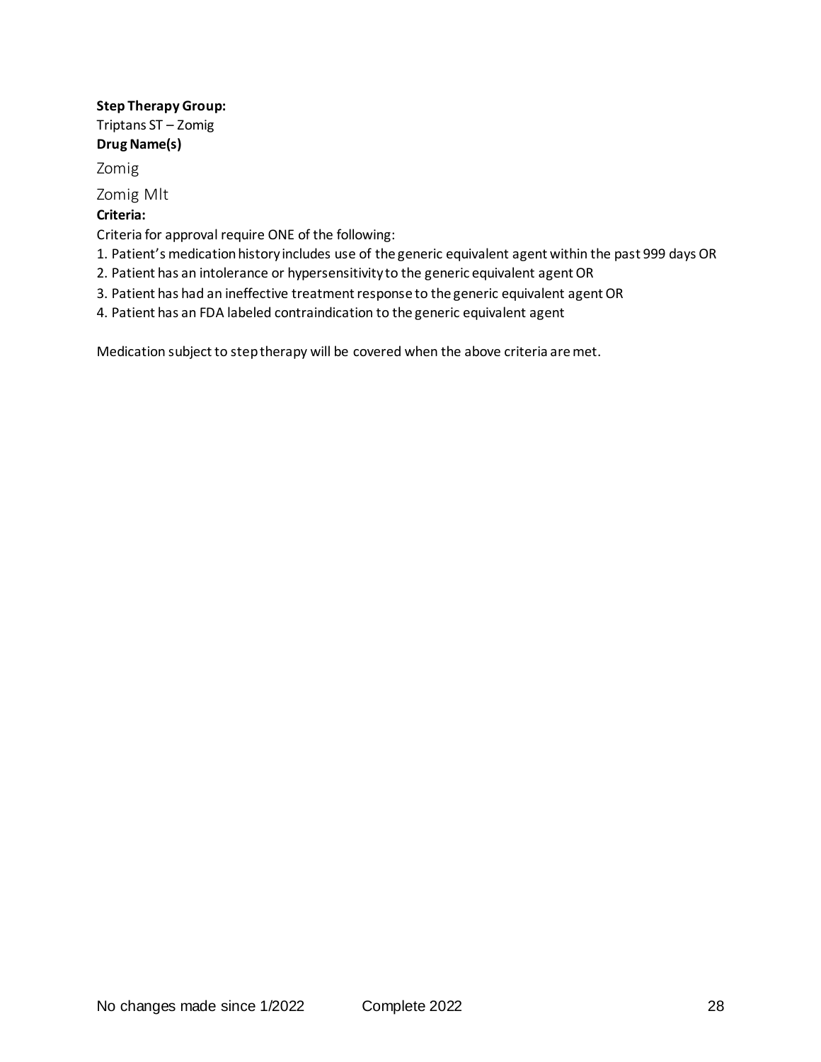**Step Therapy Group:**

Triptans ST – Zomig

**Drug Name(s)**

Zomig

Zomig Mlt

**Criteria:**

Criteria for approval require ONE of the following:

1. Patient's medication history includes use of the generic equivalent agent within the past 999 days OR
2. Patient has an intolerance or hypersensitivity to the generic equivalent agent OR
3. Patient has had an ineffective treatment response to the generic equivalent agent OR
4. Patient has an FDA labeled contraindication to the generic equivalent agent

Medication subject to step therapy will be covered when the above criteria are met.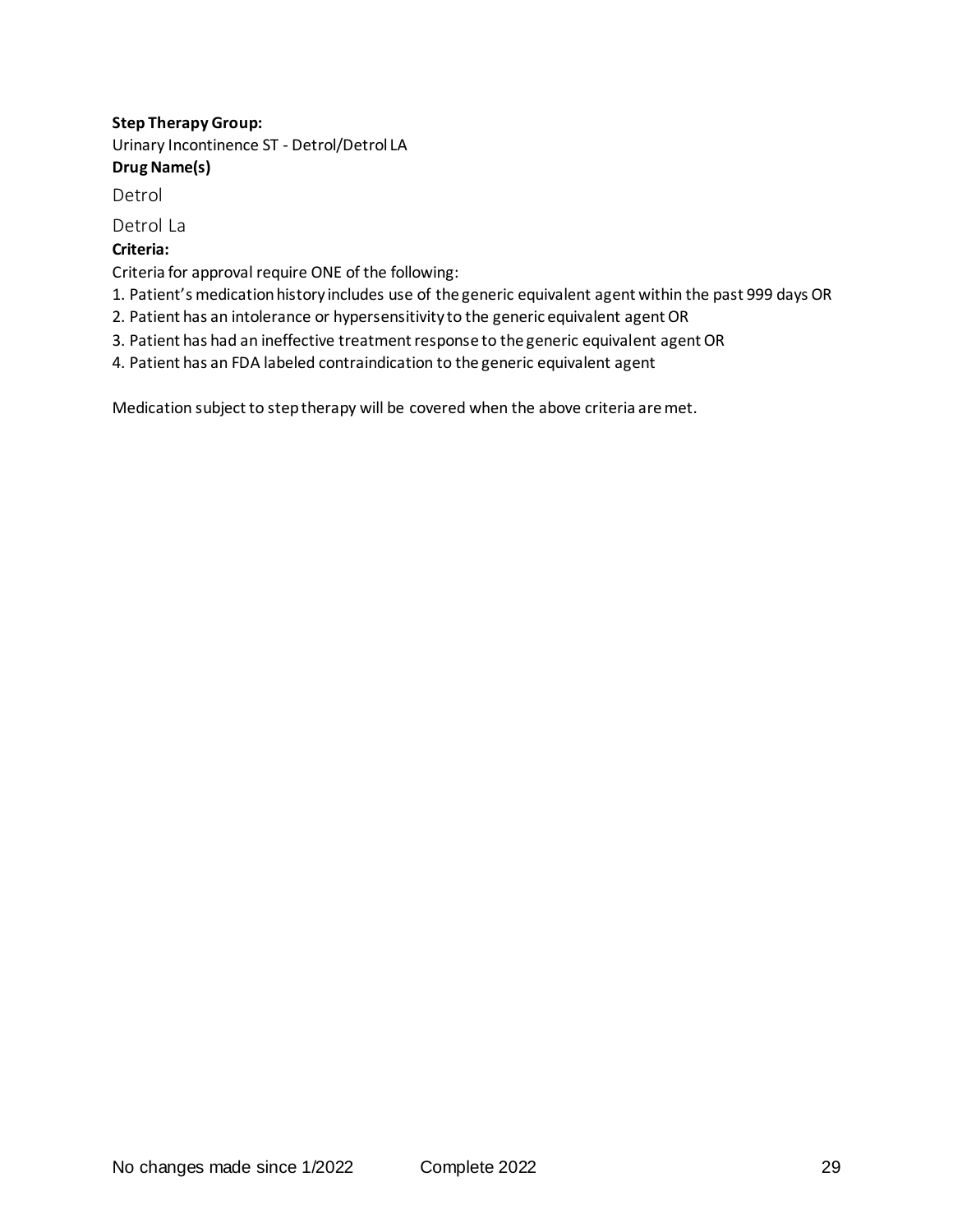**Step Therapy Group:**

Urinary Incontinence ST - Detrol/Detrol LA

**Drug Name(s)**

Detrol

Detrol La

**Criteria:**

Criteria for approval require ONE of the following:

1. Patient's medication history includes use of the generic equivalent agent within the past 999 days OR
2. Patient has an intolerance or hypersensitivity to the generic equivalent agent OR
3. Patient has had an ineffective treatment response to the generic equivalent agent OR
4. Patient has an FDA labeled contraindication to the generic equivalent agent

Medication subject to step therapy will be covered when the above criteria are met.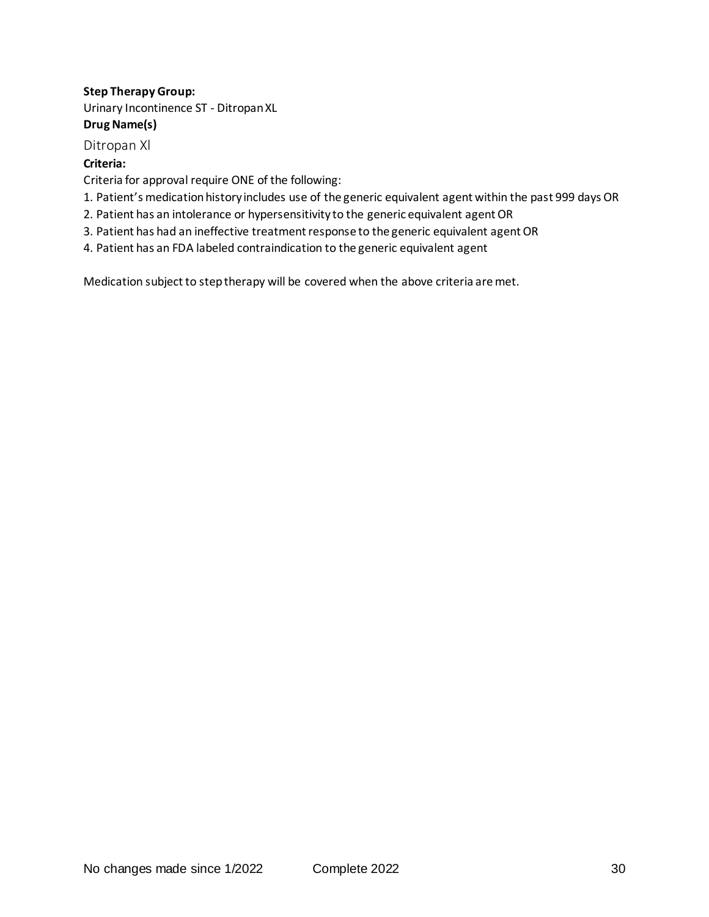**Step Therapy Group:**

Urinary Incontinence ST - Ditropan XL

**Drug Name(s)**

Ditropan Xl

**Criteria:**

Criteria for approval require ONE of the following:

1. Patient's medication history includes use of the generic equivalent agent within the past 999 days OR
2. Patient has an intolerance or hypersensitivity to the generic equivalent agent OR
3. Patient has had an ineffective treatment response to the generic equivalent agent OR
4. Patient has an FDA labeled contraindication to the generic equivalent agent

Medication subject to step therapy will be covered when the above criteria are met.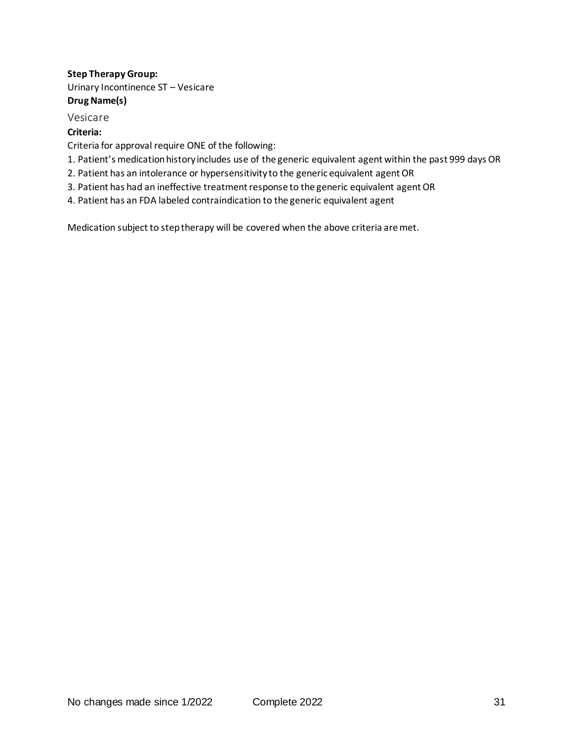**Step Therapy Group:**
Urinary Incontinence ST – Vesicare

**Drug Name(s)**

Vesicare

**Criteria:**

Criteria for approval require ONE of the following:

1. Patient's medication history includes use of the generic equivalent agent within the past 999 days OR
2. Patient has an intolerance or hypersensitivity to the generic equivalent agent OR
3. Patient has had an ineffective treatment response to the generic equivalent agent OR
4. Patient has an FDA labeled contraindication to the generic equivalent agent

Medication subject to step therapy will be covered when the above criteria are met.